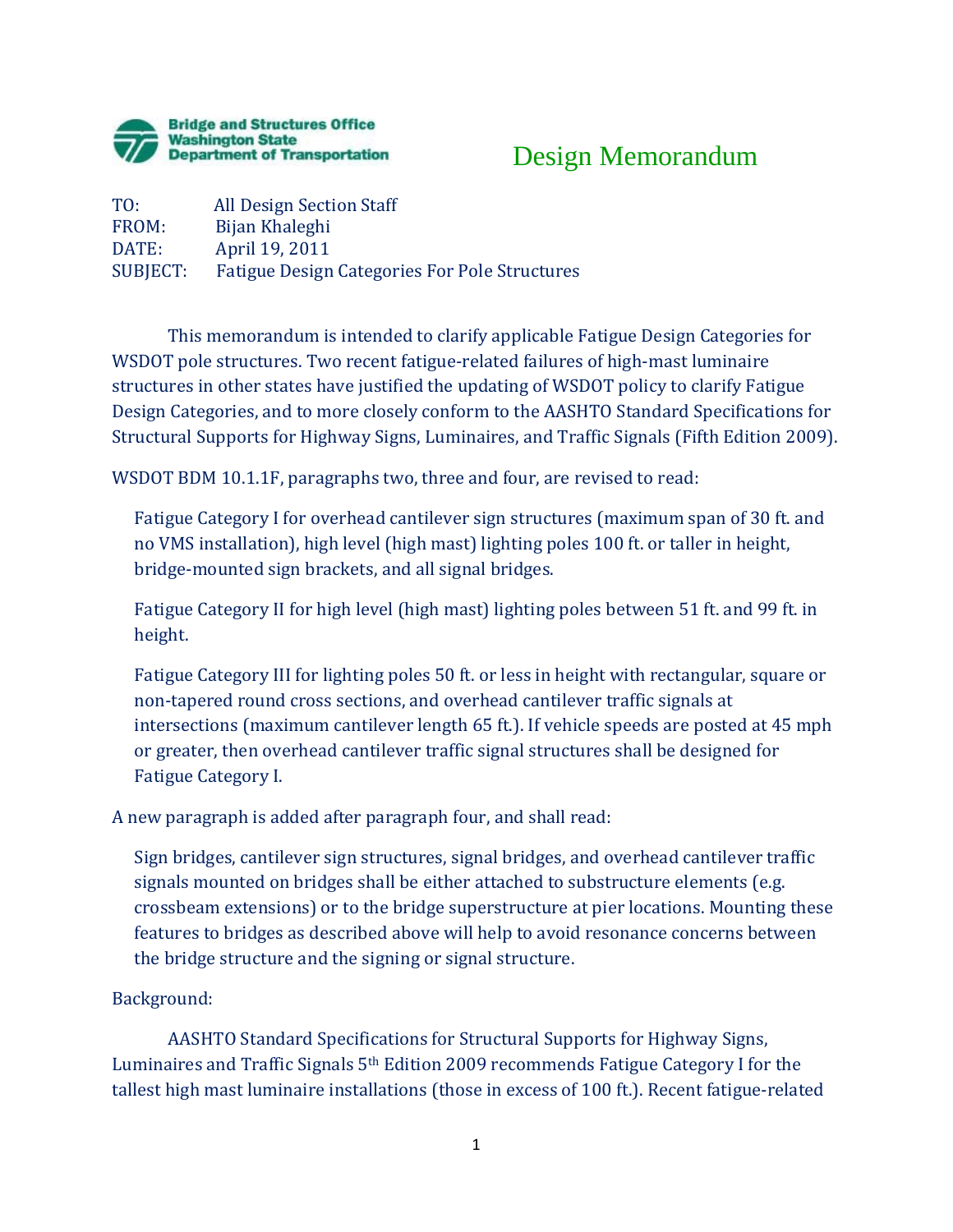Bridge and Structures Office
Washington State
Department of Transportation

# Design Memorandum

TO: All Design Section Staff
FROM: Bijan Khaleghi
DATE: April 19, 2011
SUBJECT: Fatigue Design Categories For Pole Structures

This memorandum is intended to clarify applicable Fatigue Design Categories for WSDOT pole structures. Two recent fatigue-related failures of high-mast luminaire structures in other states have justified the updating of WSDOT policy to clarify Fatigue Design Categories, and to more closely conform to the AASHTO Standard Specifications for Structural Supports for Highway Signs, Luminaires, and Traffic Signals (Fifth Edition 2009).

WSDOT BDM 10.1.1F, paragraphs two, three and four, are revised to read:

> Fatigue Category I for overhead cantilever sign structures (maximum span of 30 ft. and no VMS installation), high level (high mast) lighting poles 100 ft. or taller in height, bridge-mounted sign brackets, and all signal bridges.
>
> Fatigue Category II for high level (high mast) lighting poles between 51 ft. and 99 ft. in height.
>
> Fatigue Category III for lighting poles 50 ft. or less in height with rectangular, square or non-tapered round cross sections, and overhead cantilever traffic signals at intersections (maximum cantilever length 65 ft.). If vehicle speeds are posted at 45 mph or greater, then overhead cantilever traffic signal structures shall be designed for Fatigue Category I.

A new paragraph is added after paragraph four, and shall read:

> Sign bridges, cantilever sign structures, signal bridges, and overhead cantilever traffic signals mounted on bridges shall be either attached to substructure elements (e.g. crossbeam extensions) or to the bridge superstructure at pier locations. Mounting these features to bridges as described above will help to avoid resonance concerns between the bridge structure and the signing or signal structure.

Background:

AASHTO Standard Specifications for Structural Supports for Highway Signs, Luminaires and Traffic Signals 5th Edition 2009 recommends Fatigue Category I for the tallest high mast luminaire installations (those in excess of 100 ft.). Recent fatigue-related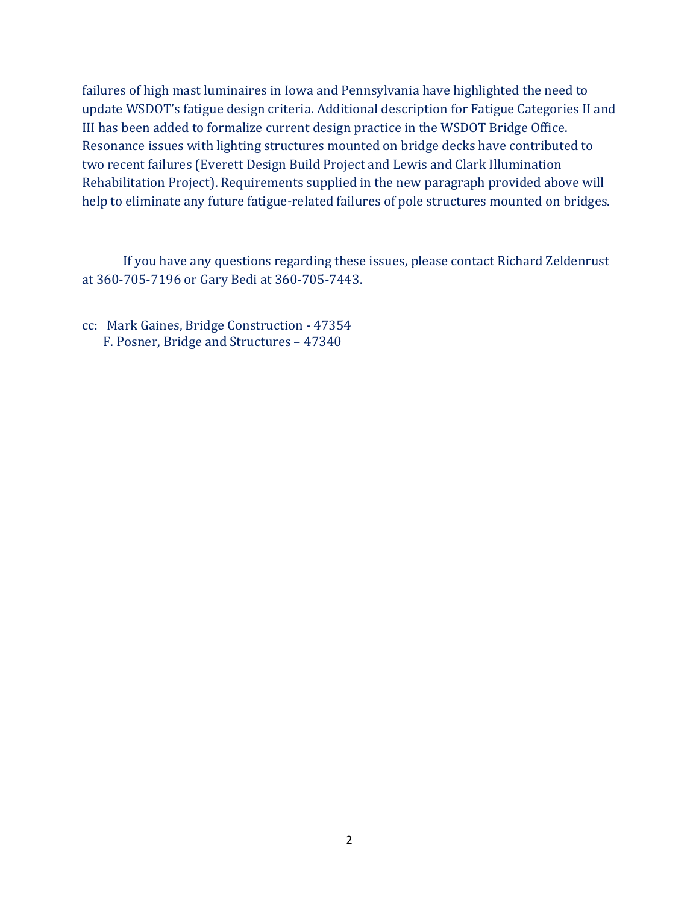failures of high mast luminaires in Iowa and Pennsylvania have highlighted the need to update WSDOT's fatigue design criteria. Additional description for Fatigue Categories II and III has been added to formalize current design practice in the WSDOT Bridge Office. Resonance issues with lighting structures mounted on bridge decks have contributed to two recent failures (Everett Design Build Project and Lewis and Clark Illumination Rehabilitation Project). Requirements supplied in the new paragraph provided above will help to eliminate any future fatigue-related failures of pole structures mounted on bridges.

If you have any questions regarding these issues, please contact Richard Zeldenrust at 360-705-7196 or Gary Bedi at 360-705-7443.

cc: Mark Gaines, Bridge Construction - 47354
F. Posner, Bridge and Structures – 47340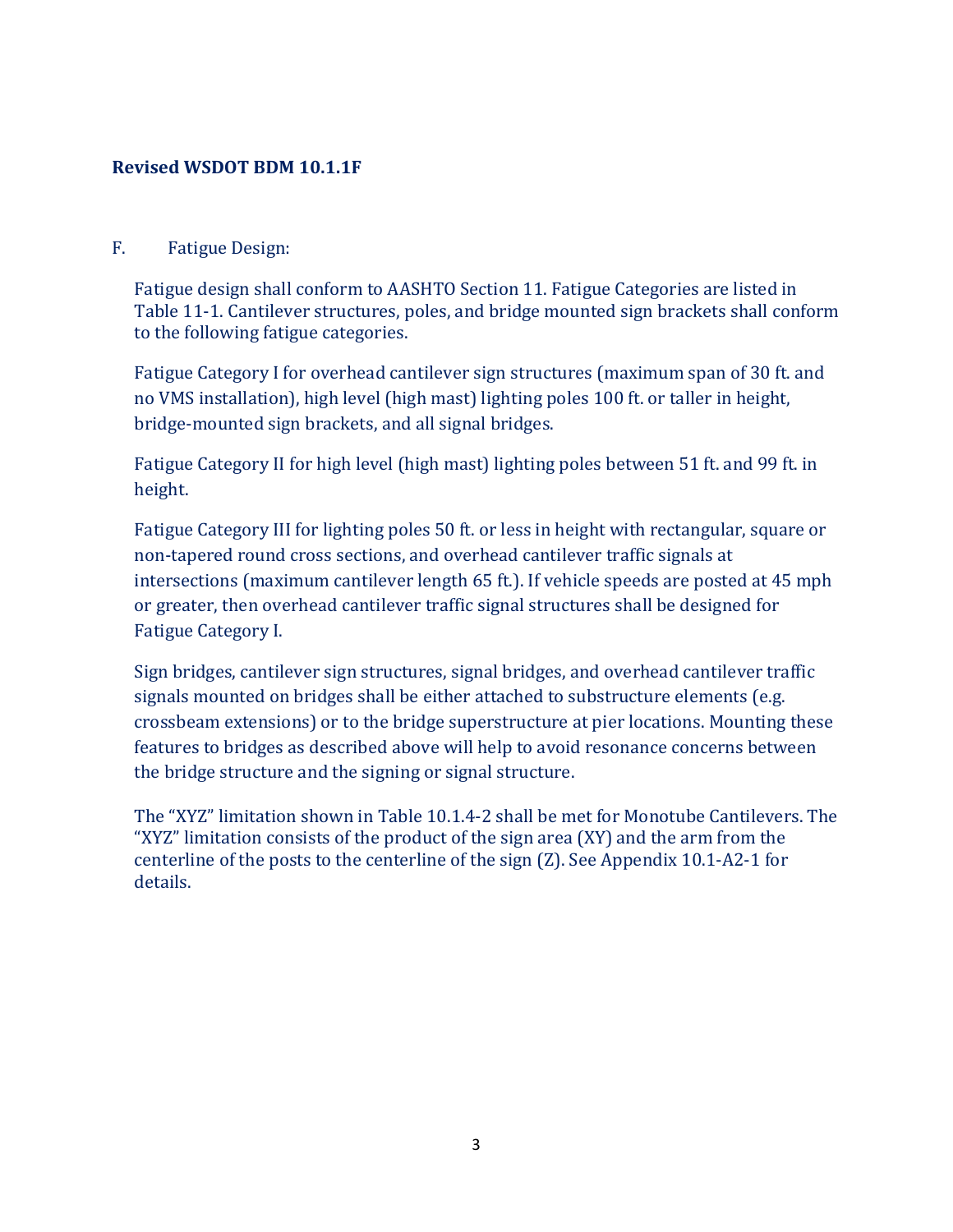**Revised WSDOT BDM 10.1.1F**

F. Fatigue Design:

Fatigue design shall conform to AASHTO Section 11. Fatigue Categories are listed in Table 11-1. Cantilever structures, poles, and bridge mounted sign brackets shall conform to the following fatigue categories.

Fatigue Category I for overhead cantilever sign structures (maximum span of 30 ft. and no VMS installation), high level (high mast) lighting poles 100 ft. or taller in height, bridge-mounted sign brackets, and all signal bridges.

Fatigue Category II for high level (high mast) lighting poles between 51 ft. and 99 ft. in height.

Fatigue Category III for lighting poles 50 ft. or less in height with rectangular, square or non-tapered round cross sections, and overhead cantilever traffic signals at intersections (maximum cantilever length 65 ft.). If vehicle speeds are posted at 45 mph or greater, then overhead cantilever traffic signal structures shall be designed for Fatigue Category I.

Sign bridges, cantilever sign structures, signal bridges, and overhead cantilever traffic signals mounted on bridges shall be either attached to substructure elements (e.g. crossbeam extensions) or to the bridge superstructure at pier locations. Mounting these features to bridges as described above will help to avoid resonance concerns between the bridge structure and the signing or signal structure.

The "XYZ" limitation shown in Table 10.1.4-2 shall be met for Monotube Cantilevers. The "XYZ" limitation consists of the product of the sign area (XY) and the arm from the centerline of the posts to the centerline of the sign (Z). See Appendix 10.1-A2-1 for details.